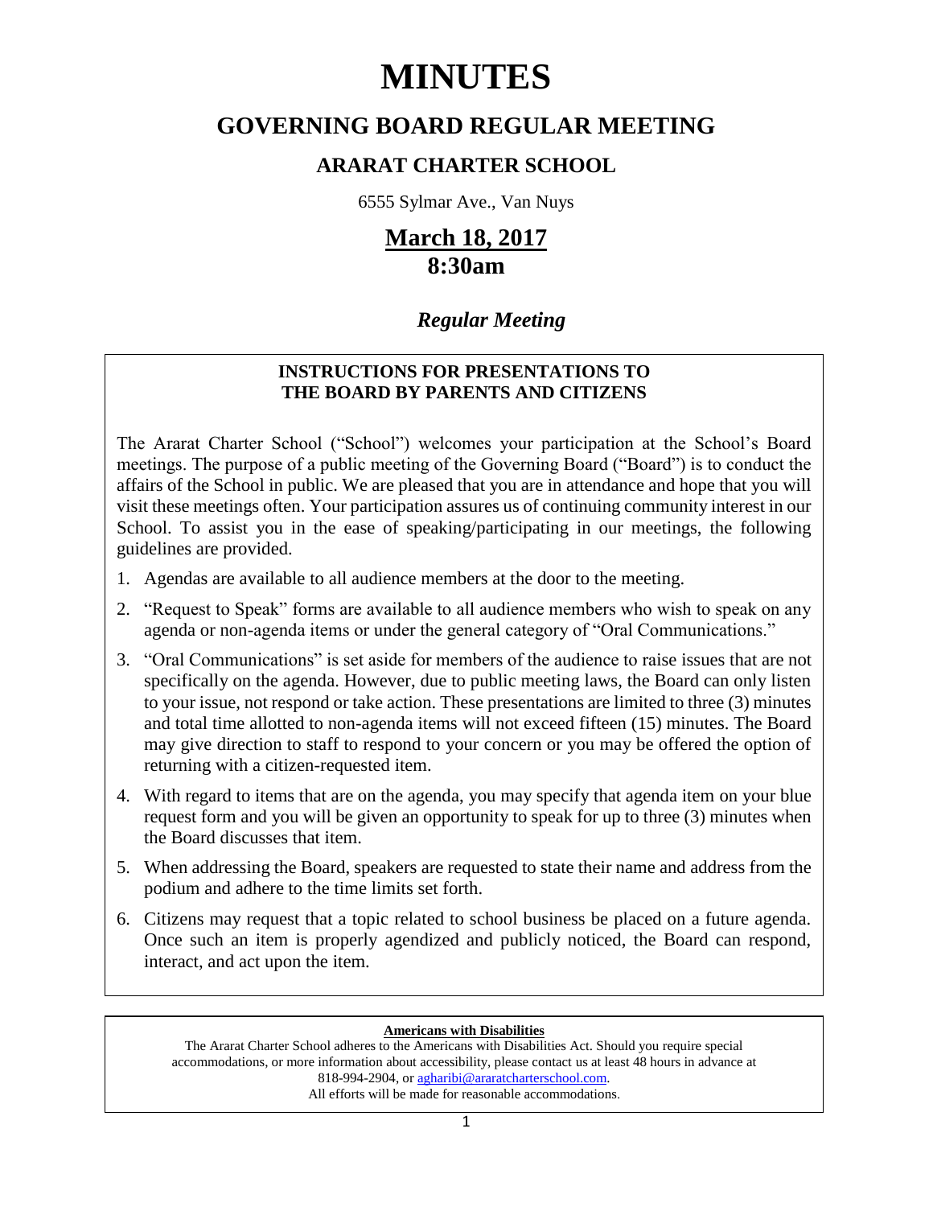# MINUTES

## GOVERNING BOARD REGULAR MEETING

### ARARAT CHARTER SCHOOL

6555 Sylmar Ave., Van Nuys

## March 18, 2017
## 8:30am

### *Regular Meeting*

**INSTRUCTIONS FOR PRESENTATIONS TO THE BOARD BY PARENTS AND CITIZENS**

The Ararat Charter School ("School") welcomes your participation at the School's Board meetings. The purpose of a public meeting of the Governing Board ("Board") is to conduct the affairs of the School in public. We are pleased that you are in attendance and hope that you will visit these meetings often. Your participation assures us of continuing community interest in our School. To assist you in the ease of speaking/participating in our meetings, the following guidelines are provided.

1. Agendas are available to all audience members at the door to the meeting.
2. "Request to Speak" forms are available to all audience members who wish to speak on any agenda or non-agenda items or under the general category of "Oral Communications."
3. "Oral Communications" is set aside for members of the audience to raise issues that are not specifically on the agenda. However, due to public meeting laws, the Board can only listen to your issue, not respond or take action. These presentations are limited to three (3) minutes and total time allotted to non-agenda items will not exceed fifteen (15) minutes. The Board may give direction to staff to respond to your concern or you may be offered the option of returning with a citizen-requested item.
4. With regard to items that are on the agenda, you may specify that agenda item on your blue request form and you will be given an opportunity to speak for up to three (3) minutes when the Board discusses that item.
5. When addressing the Board, speakers are requested to state their name and address from the podium and adhere to the time limits set forth.
6. Citizens may request that a topic related to school business be placed on a future agenda. Once such an item is properly agendized and publicly noticed, the Board can respond, interact, and act upon the item.

**Americans with Disabilities**

The Ararat Charter School adheres to the Americans with Disabilities Act. Should you require special accommodations, or more information about accessibility, please contact us at least 48 hours in advance at 818-994-2904, or agharibi@araratcharterschool.com.
All efforts will be made for reasonable accommodations.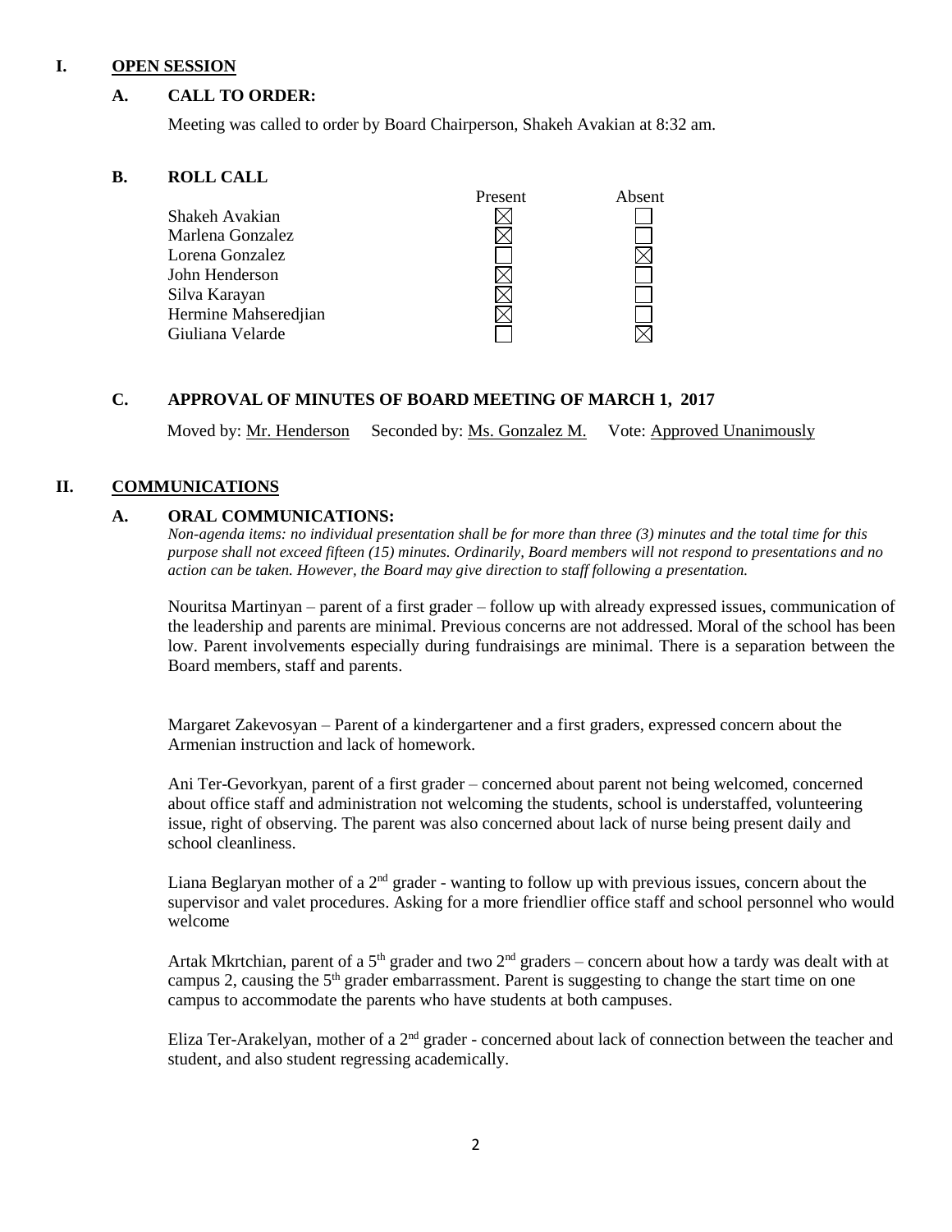## I. OPEN SESSION

### A. CALL TO ORDER:

Meeting was called to order by Board Chairperson, Shakeh Avakian at 8:32 am.

### B. ROLL CALL

| | Present | Absent |
|---|---|---|
| Shakeh Avakian | ☒ | ☐ |
| Marlena Gonzalez | ☒ | ☐ |
| Lorena Gonzalez | ☐ | ☒ |
| John Henderson | ☒ | ☐ |
| Silva Karayan | ☒ | ☐ |
| Hermine Mahseredjian | ☒ | ☐ |
| Giuliana Velarde | ☐ | ☒ |

### C. APPROVAL OF MINUTES OF BOARD MEETING OF MARCH 1, 2017

Moved by: Mr. Henderson Seconded by: Ms. Gonzalez M. Vote: Approved Unanimously

## II. COMMUNICATIONS

### A. ORAL COMMUNICATIONS:

*Non-agenda items: no individual presentation shall be for more than three (3) minutes and the total time for this purpose shall not exceed fifteen (15) minutes. Ordinarily, Board members will not respond to presentations and no action can be taken. However, the Board may give direction to staff following a presentation.*

Nouritsa Martinyan – parent of a first grader – follow up with already expressed issues, communication of the leadership and parents are minimal. Previous concerns are not addressed. Moral of the school has been low. Parent involvements especially during fundraisings are minimal. There is a separation between the Board members, staff and parents.

Margaret Zakevosyan – Parent of a kindergartener and a first graders, expressed concern about the Armenian instruction and lack of homework.

Ani Ter-Gevorkyan, parent of a first grader – concerned about parent not being welcomed, concerned about office staff and administration not welcoming the students, school is understaffed, volunteering issue, right of observing. The parent was also concerned about lack of nurse being present daily and school cleanliness.

Liana Beglaryan mother of a 2nd grader - wanting to follow up with previous issues, concern about the supervisor and valet procedures. Asking for a more friendlier office staff and school personnel who would welcome

Artak Mkrtchian, parent of a 5th grader and two 2nd graders – concern about how a tardy was dealt with at campus 2, causing the 5th grader embarrassment. Parent is suggesting to change the start time on one campus to accommodate the parents who have students at both campuses.

Eliza Ter-Arakelyan, mother of a 2nd grader - concerned about lack of connection between the teacher and student, and also student regressing academically.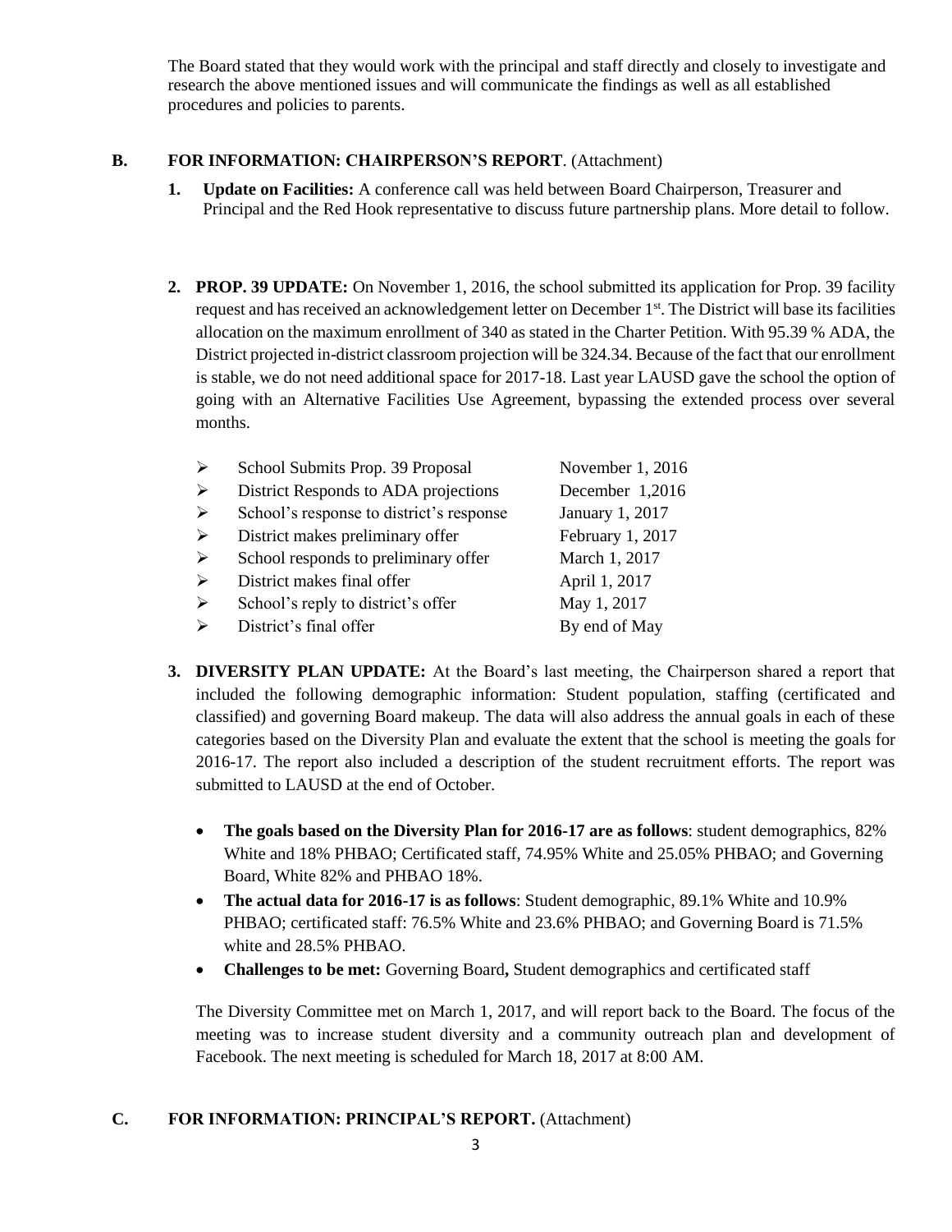The Board stated that they would work with the principal and staff directly and closely to investigate and research the above mentioned issues and will communicate the findings as well as all established procedures and policies to parents.

**B. FOR INFORMATION: CHAIRPERSON'S REPORT**. (Attachment)

1. **Update on Facilities:** A conference call was held between Board Chairperson, Treasurer and Principal and the Red Hook representative to discuss future partnership plans. More detail to follow.

2. **PROP. 39 UPDATE:** On November 1, 2016, the school submitted its application for Prop. 39 facility request and has received an acknowledgement letter on December 1st. The District will base its facilities allocation on the maximum enrollment of 340 as stated in the Charter Petition. With 95.39 % ADA, the District projected in-district classroom projection will be 324.34. Because of the fact that our enrollment is stable, we do not need additional space for 2017-18. Last year LAUSD gave the school the option of going with an Alternative Facilities Use Agreement, bypassing the extended process over several months.

   - School Submits Prop. 39 Proposal — November 1, 2016
   - District Responds to ADA projections — December 1,2016
   - School's response to district's response — January 1, 2017
   - District makes preliminary offer — February 1, 2017
   - School responds to preliminary offer — March 1, 2017
   - District makes final offer — April 1, 2017
   - School's reply to district's offer — May 1, 2017
   - District's final offer — By end of May

3. **DIVERSITY PLAN UPDATE:** At the Board's last meeting, the Chairperson shared a report that included the following demographic information: Student population, staffing (certificated and classified) and governing Board makeup. The data will also address the annual goals in each of these categories based on the Diversity Plan and evaluate the extent that the school is meeting the goals for 2016-17. The report also included a description of the student recruitment efforts. The report was submitted to LAUSD at the end of October.

   - **The goals based on the Diversity Plan for 2016-17 are as follows**: student demographics, 82% White and 18% PHBAO; Certificated staff, 74.95% White and 25.05% PHBAO; and Governing Board, White 82% and PHBAO 18%.
   - **The actual data for 2016-17 is as follows**: Student demographic, 89.1% White and 10.9% PHBAO; certificated staff: 76.5% White and 23.6% PHBAO; and Governing Board is 71.5% white and 28.5% PHBAO.
   - **Challenges to be met:** Governing Board**,** Student demographics and certificated staff

   The Diversity Committee met on March 1, 2017, and will report back to the Board. The focus of the meeting was to increase student diversity and a community outreach plan and development of Facebook. The next meeting is scheduled for March 18, 2017 at 8:00 AM.

**C. FOR INFORMATION: PRINCIPAL'S REPORT.** (Attachment)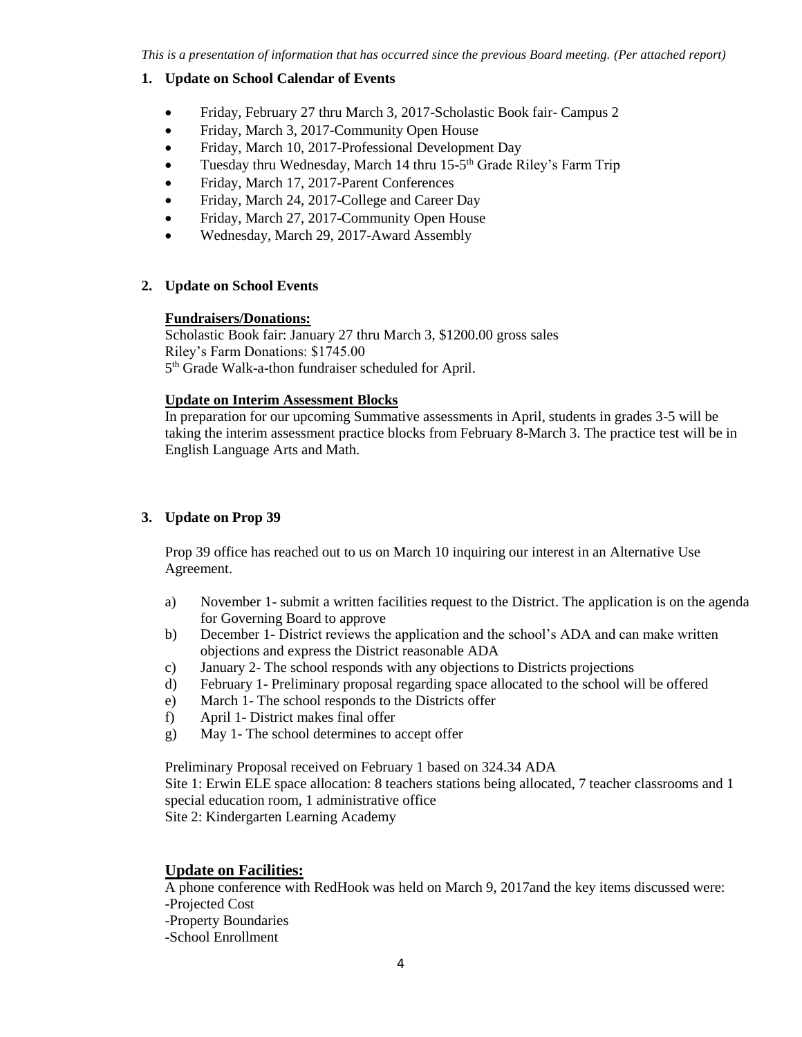*This is a presentation of information that has occurred since the previous Board meeting. (Per attached report)*

**1. Update on School Calendar of Events**

- Friday, February 27 thru March 3, 2017-Scholastic Book fair- Campus 2
- Friday, March 3, 2017-Community Open House
- Friday, March 10, 2017-Professional Development Day
- Tuesday thru Wednesday, March 14 thru 15-5th Grade Riley's Farm Trip
- Friday, March 17, 2017-Parent Conferences
- Friday, March 24, 2017-College and Career Day
- Friday, March 27, 2017-Community Open House
- Wednesday, March 29, 2017-Award Assembly

**2. Update on School Events**

**Fundraisers/Donations:**

Scholastic Book fair: January 27 thru March 3, $1200.00 gross sales
Riley's Farm Donations: $1745.00
5th Grade Walk-a-thon fundraiser scheduled for April.

**Update on Interim Assessment Blocks**

In preparation for our upcoming Summative assessments in April, students in grades 3-5 will be taking the interim assessment practice blocks from February 8-March 3. The practice test will be in English Language Arts and Math.

**3. Update on Prop 39**

Prop 39 office has reached out to us on March 10 inquiring our interest in an Alternative Use Agreement.

a) November 1- submit a written facilities request to the District. The application is on the agenda for Governing Board to approve
b) December 1- District reviews the application and the school's ADA and can make written objections and express the District reasonable ADA
c) January 2- The school responds with any objections to Districts projections
d) February 1- Preliminary proposal regarding space allocated to the school will be offered
e) March 1- The school responds to the Districts offer
f) April 1- District makes final offer
g) May 1- The school determines to accept offer

Preliminary Proposal received on February 1 based on 324.34 ADA
Site 1: Erwin ELE space allocation: 8 teachers stations being allocated, 7 teacher classrooms and 1 special education room, 1 administrative office
Site 2: Kindergarten Learning Academy

## Update on Facilities:

A phone conference with RedHook was held on March 9, 2017and the key items discussed were:
-Projected Cost
-Property Boundaries
-School Enrollment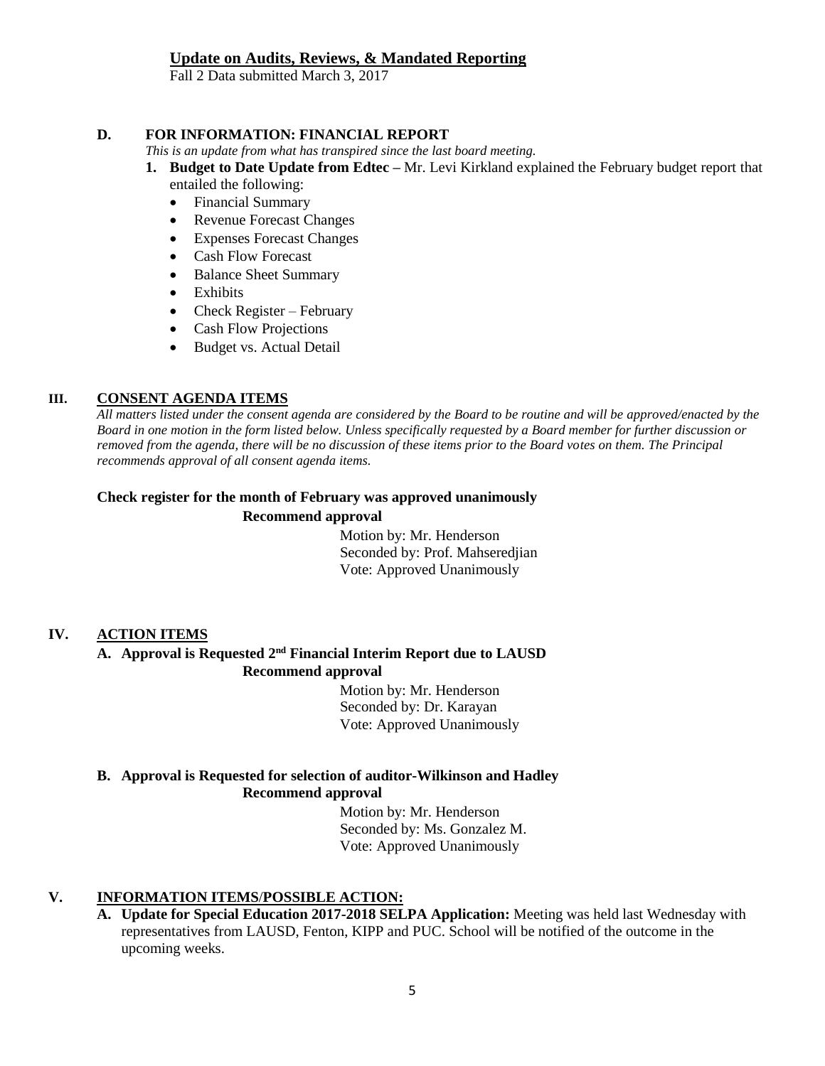**Update on Audits, Reviews, & Mandated Reporting**

Fall 2 Data submitted March 3, 2017

**D. FOR INFORMATION: FINANCIAL REPORT**

*This is an update from what has transpired since the last board meeting.*

1. **Budget to Date Update from Edtec –** Mr. Levi Kirkland explained the February budget report that entailed the following:
   - Financial Summary
   - Revenue Forecast Changes
   - Expenses Forecast Changes
   - Cash Flow Forecast
   - Balance Sheet Summary
   - Exhibits
   - Check Register – February
   - Cash Flow Projections
   - Budget vs. Actual Detail

## III. CONSENT AGENDA ITEMS

*All matters listed under the consent agenda are considered by the Board to be routine and will be approved/enacted by the Board in one motion in the form listed below. Unless specifically requested by a Board member for further discussion or removed from the agenda, there will be no discussion of these items prior to the Board votes on them. The Principal recommends approval of all consent agenda items.*

**Check register for the month of February was approved unanimously**

**Recommend approval**

Motion by: Mr. Henderson
Seconded by: Prof. Mahseredjian
Vote: Approved Unanimously

## IV. ACTION ITEMS

**A. Approval is Requested 2nd Financial Interim Report due to LAUSD**

**Recommend approval**

Motion by: Mr. Henderson
Seconded by: Dr. Karayan
Vote: Approved Unanimously

**B. Approval is Requested for selection of auditor-Wilkinson and Hadley**

**Recommend approval**

Motion by: Mr. Henderson
Seconded by: Ms. Gonzalez M.
Vote: Approved Unanimously

## V. INFORMATION ITEMS/POSSIBLE ACTION:

**A. Update for Special Education 2017-2018 SELPA Application:** Meeting was held last Wednesday with representatives from LAUSD, Fenton, KIPP and PUC. School will be notified of the outcome in the upcoming weeks.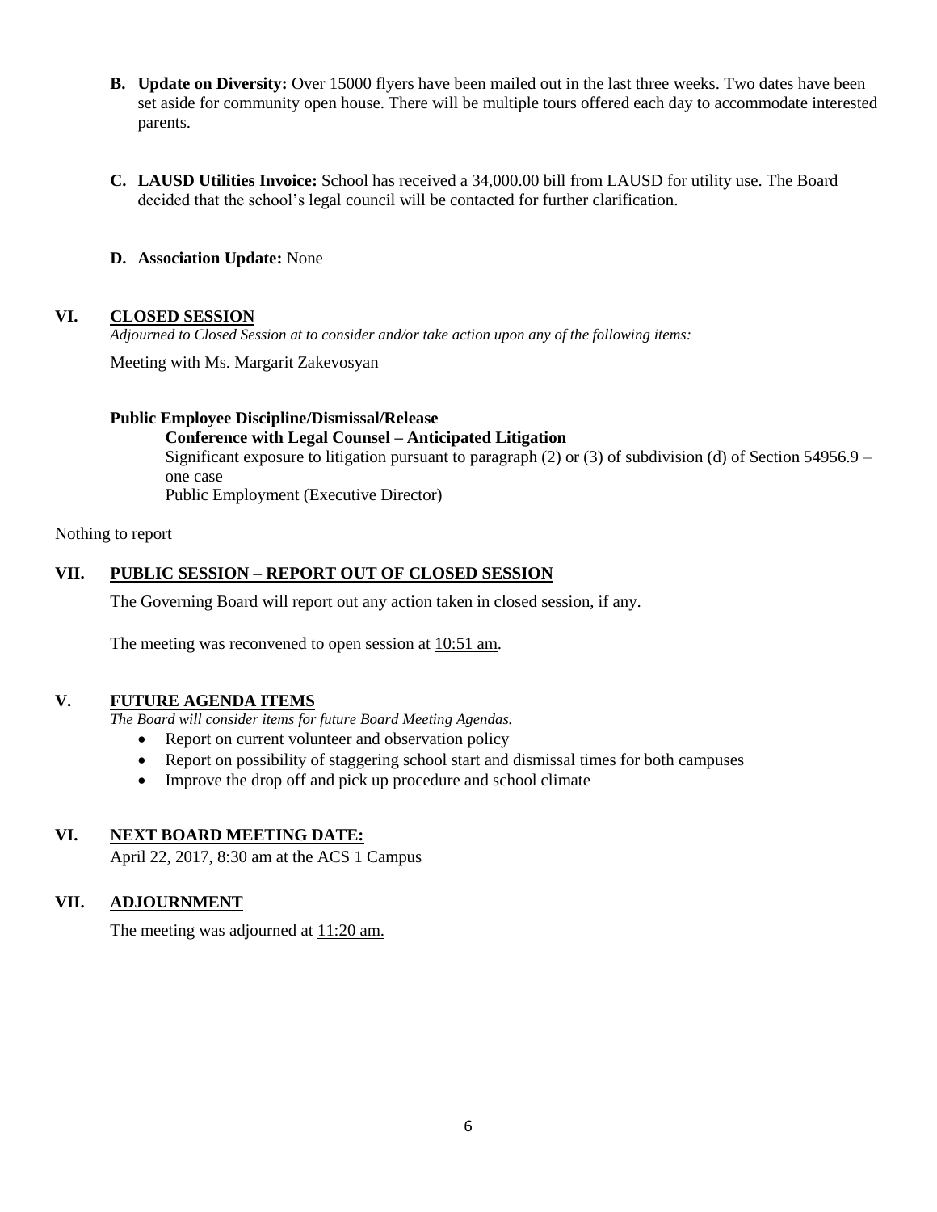**B. Update on Diversity:** Over 15000 flyers have been mailed out in the last three weeks. Two dates have been set aside for community open house. There will be multiple tours offered each day to accommodate interested parents.

**C. LAUSD Utilities Invoice:** School has received a 34,000.00 bill from LAUSD for utility use. The Board decided that the school's legal council will be contacted for further clarification.

**D. Association Update:** None

## VI. CLOSED SESSION

*Adjourned to Closed Session at to consider and/or take action upon any of the following items:*

Meeting with Ms. Margarit Zakevosyan

**Public Employee Discipline/Dismissal/Release**

**Conference with Legal Counsel – Anticipated Litigation**

Significant exposure to litigation pursuant to paragraph (2) or (3) of subdivision (d) of Section 54956.9 – one case

Public Employment (Executive Director)

Nothing to report

## VII. PUBLIC SESSION – REPORT OUT OF CLOSED SESSION

The Governing Board will report out any action taken in closed session, if any.

The meeting was reconvened to open session at 10:51 am.

## V. FUTURE AGENDA ITEMS

*The Board will consider items for future Board Meeting Agendas.*

- Report on current volunteer and observation policy
- Report on possibility of staggering school start and dismissal times for both campuses
- Improve the drop off and pick up procedure and school climate

## VI. NEXT BOARD MEETING DATE:

April 22, 2017, 8:30 am at the ACS 1 Campus

## VII. ADJOURNMENT

The meeting was adjourned at 11:20 am.